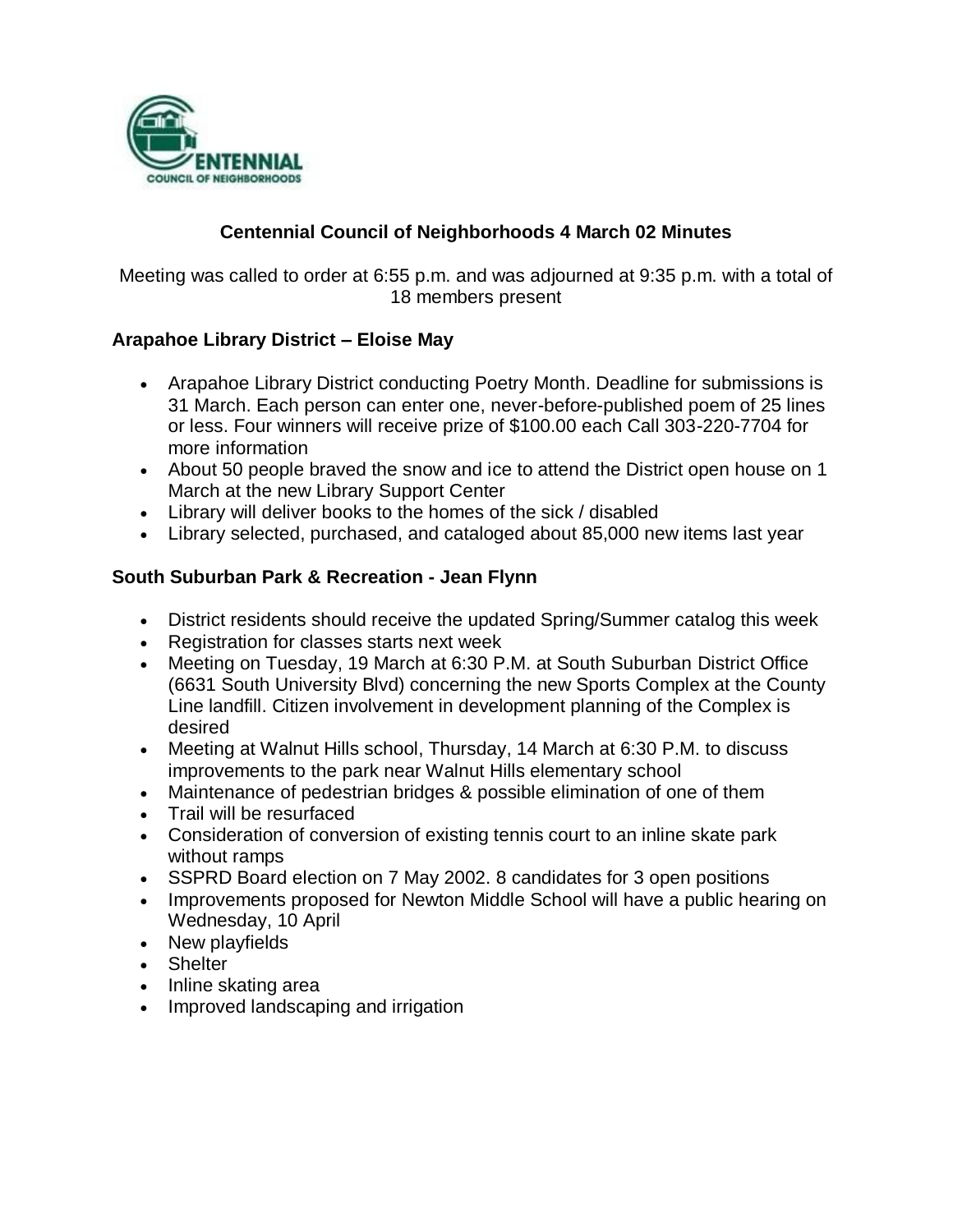# Centennial Council of Neighborhoods 4 March 02 Minutes

Meeting was called to order at 6:55 p.m. and was adjourned at 9:35 p.m. with a total of 18 members present

### Arapahoe Library District – Eloise May

- Arapahoe Library District conducting Poetry Month. Deadline for submissions is 31 March. Each person can enter one, never-before-published poem of 25 lines or less. Four winners will receive prize of $100.00 each Call 303-220-7704 for more information
- About 50 people braved the snow and ice to attend the District open house on 1 March at the new Library Support Center
- Library will deliver books to the homes of the sick / disabled
- Library selected, purchased, and cataloged about 85,000 new items last year

### South Suburban Park & Recreation - Jean Flynn

- District residents should receive the updated Spring/Summer catalog this week
- Registration for classes starts next week
- Meeting on Tuesday, 19 March at 6:30 P.M. at South Suburban District Office (6631 South University Blvd) concerning the new Sports Complex at the County Line landfill. Citizen involvement in development planning of the Complex is desired
- Meeting at Walnut Hills school, Thursday, 14 March at 6:30 P.M. to discuss improvements to the park near Walnut Hills elementary school
- Maintenance of pedestrian bridges & possible elimination of one of them
- Trail will be resurfaced
- Consideration of conversion of existing tennis court to an inline skate park without ramps
- SSPRD Board election on 7 May 2002. 8 candidates for 3 open positions
- Improvements proposed for Newton Middle School will have a public hearing on Wednesday, 10 April
- New playfields
- Shelter
- Inline skating area
- Improved landscaping and irrigation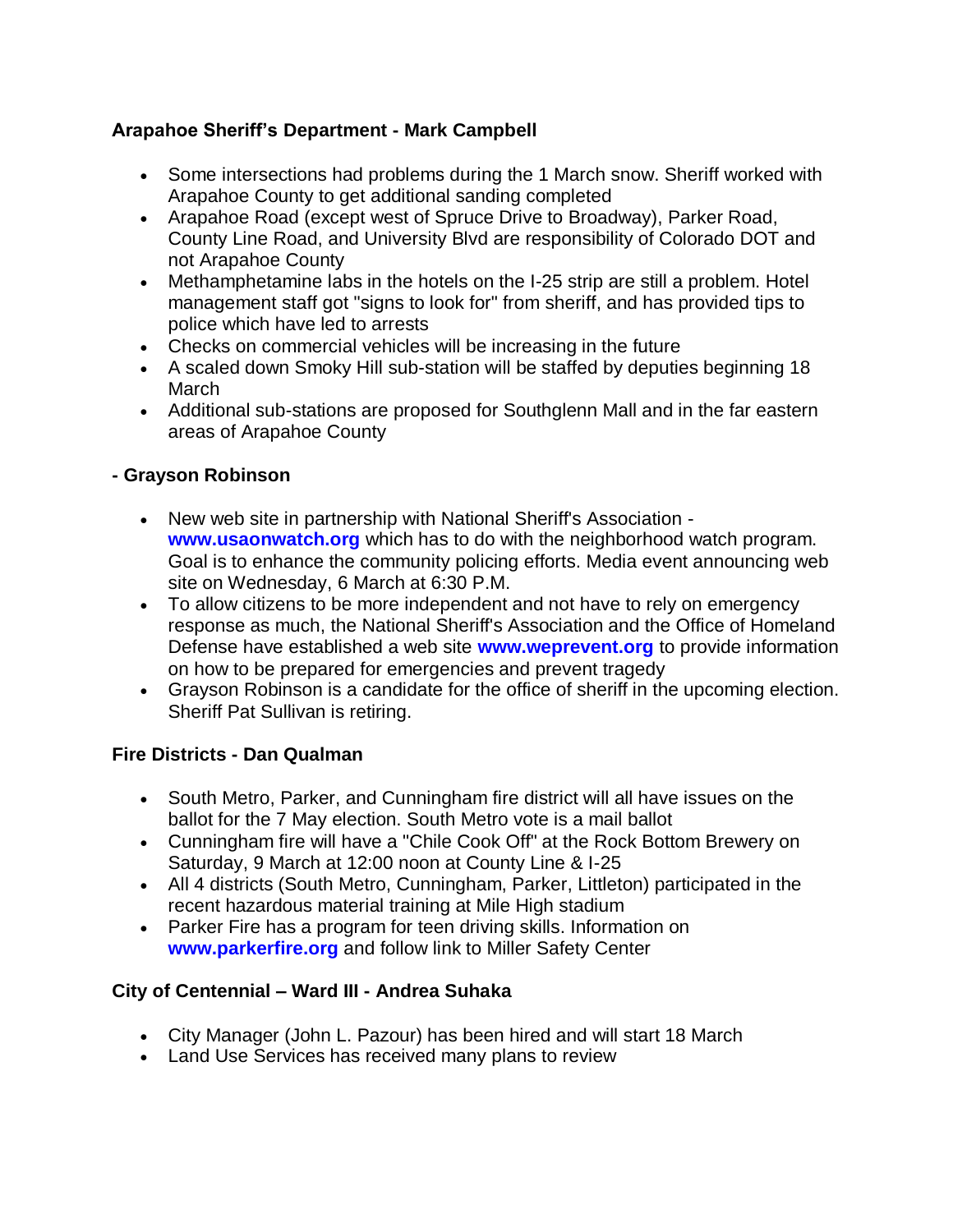**Arapahoe Sheriff's Department - Mark Campbell**

- Some intersections had problems during the 1 March snow. Sheriff worked with Arapahoe County to get additional sanding completed
- Arapahoe Road (except west of Spruce Drive to Broadway), Parker Road, County Line Road, and University Blvd are responsibility of Colorado DOT and not Arapahoe County
- Methamphetamine labs in the hotels on the I-25 strip are still a problem. Hotel management staff got "signs to look for" from sheriff, and has provided tips to police which have led to arrests
- Checks on commercial vehicles will be increasing in the future
- A scaled down Smoky Hill sub-station will be staffed by deputies beginning 18 March
- Additional sub-stations are proposed for Southglenn Mall and in the far eastern areas of Arapahoe County

**- Grayson Robinson**

- New web site in partnership with National Sheriff's Association - **www.usaonwatch.org** which has to do with the neighborhood watch program. Goal is to enhance the community policing efforts. Media event announcing web site on Wednesday, 6 March at 6:30 P.M.
- To allow citizens to be more independent and not have to rely on emergency response as much, the National Sheriff's Association and the Office of Homeland Defense have established a web site **www.weprevent.org** to provide information on how to be prepared for emergencies and prevent tragedy
- Grayson Robinson is a candidate for the office of sheriff in the upcoming election. Sheriff Pat Sullivan is retiring.

**Fire Districts - Dan Qualman**

- South Metro, Parker, and Cunningham fire district will all have issues on the ballot for the 7 May election. South Metro vote is a mail ballot
- Cunningham fire will have a "Chile Cook Off" at the Rock Bottom Brewery on Saturday, 9 March at 12:00 noon at County Line & I-25
- All 4 districts (South Metro, Cunningham, Parker, Littleton) participated in the recent hazardous material training at Mile High stadium
- Parker Fire has a program for teen driving skills. Information on **www.parkerfire.org** and follow link to Miller Safety Center

**City of Centennial – Ward III - Andrea Suhaka**

- City Manager (John L. Pazour) has been hired and will start 18 March
- Land Use Services has received many plans to review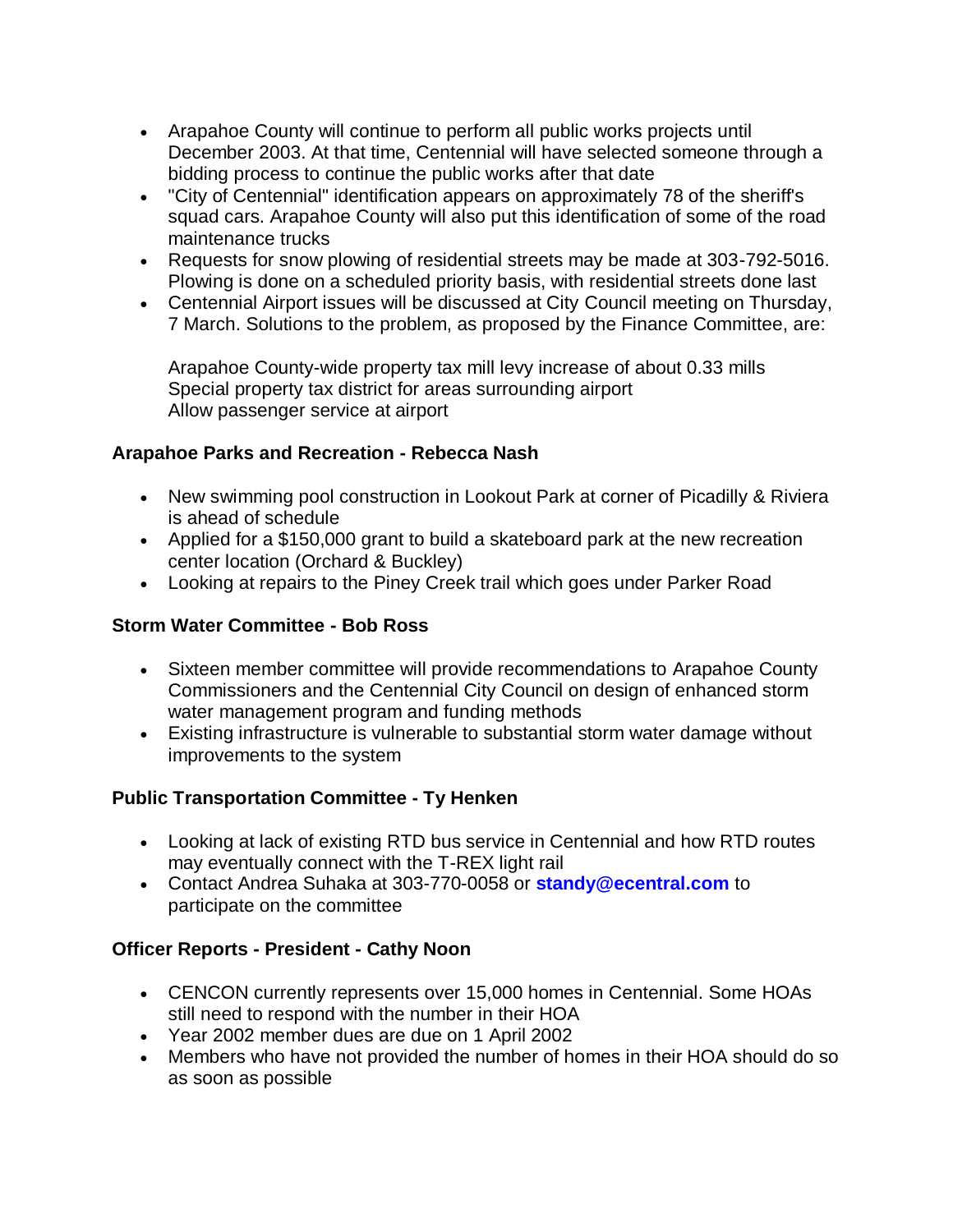- Arapahoe County will continue to perform all public works projects until December 2003. At that time, Centennial will have selected someone through a bidding process to continue the public works after that date
- "City of Centennial" identification appears on approximately 78 of the sheriff's squad cars. Arapahoe County will also put this identification of some of the road maintenance trucks
- Requests for snow plowing of residential streets may be made at 303-792-5016. Plowing is done on a scheduled priority basis, with residential streets done last
- Centennial Airport issues will be discussed at City Council meeting on Thursday, 7 March. Solutions to the problem, as proposed by the Finance Committee, are:

  Arapahoe County-wide property tax mill levy increase of about 0.33 mills
  Special property tax district for areas surrounding airport
  Allow passenger service at airport

**Arapahoe Parks and Recreation - Rebecca Nash**

- New swimming pool construction in Lookout Park at corner of Picadilly & Riviera is ahead of schedule
- Applied for a $150,000 grant to build a skateboard park at the new recreation center location (Orchard & Buckley)
- Looking at repairs to the Piney Creek trail which goes under Parker Road

**Storm Water Committee - Bob Ross**

- Sixteen member committee will provide recommendations to Arapahoe County Commissioners and the Centennial City Council on design of enhanced storm water management program and funding methods
- Existing infrastructure is vulnerable to substantial storm water damage without improvements to the system

**Public Transportation Committee - Ty Henken**

- Looking at lack of existing RTD bus service in Centennial and how RTD routes may eventually connect with the T-REX light rail
- Contact Andrea Suhaka at 303-770-0058 or **standy@ecentral.com** to participate on the committee

**Officer Reports - President - Cathy Noon**

- CENCON currently represents over 15,000 homes in Centennial. Some HOAs still need to respond with the number in their HOA
- Year 2002 member dues are due on 1 April 2002
- Members who have not provided the number of homes in their HOA should do so as soon as possible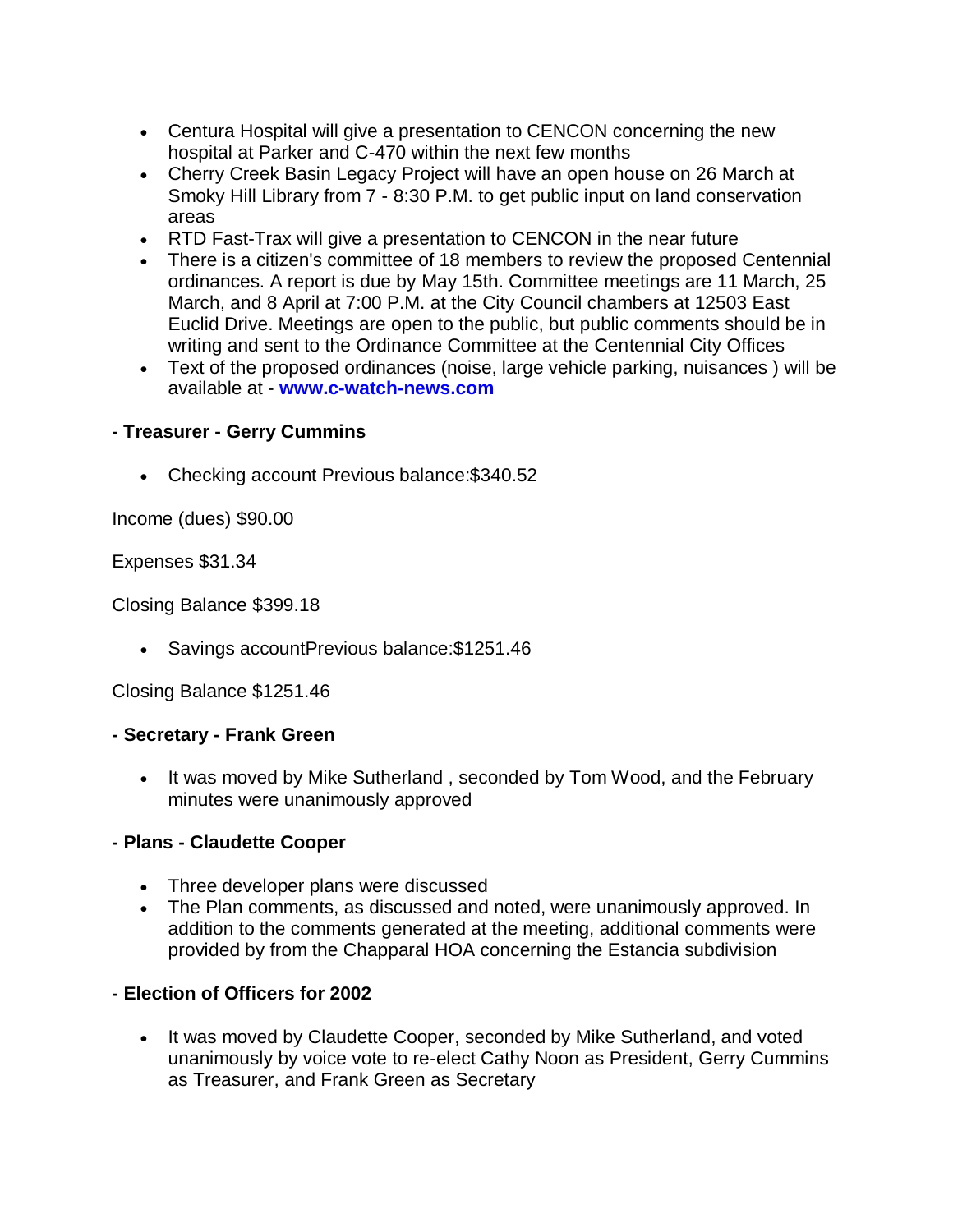- Centura Hospital will give a presentation to CENCON concerning the new hospital at Parker and C-470 within the next few months
- Cherry Creek Basin Legacy Project will have an open house on 26 March at Smoky Hill Library from 7 - 8:30 P.M. to get public input on land conservation areas
- RTD Fast-Trax will give a presentation to CENCON in the near future
- There is a citizen's committee of 18 members to review the proposed Centennial ordinances. A report is due by May 15th. Committee meetings are 11 March, 25 March, and 8 April at 7:00 P.M. at the City Council chambers at 12503 East Euclid Drive. Meetings are open to the public, but public comments should be in writing and sent to the Ordinance Committee at the Centennial City Offices
- Text of the proposed ordinances (noise, large vehicle parking, nuisances ) will be available at - **www.c-watch-news.com**

**- Treasurer - Gerry Cummins**

- Checking account Previous balance:$340.52

Income (dues) $90.00

Expenses $31.34

Closing Balance $399.18

- Savings accountPrevious balance:$1251.46

Closing Balance $1251.46

**- Secretary - Frank Green**

- It was moved by Mike Sutherland , seconded by Tom Wood, and the February minutes were unanimously approved

**- Plans - Claudette Cooper**

- Three developer plans were discussed
- The Plan comments, as discussed and noted, were unanimously approved. In addition to the comments generated at the meeting, additional comments were provided by from the Chapparal HOA concerning the Estancia subdivision

**- Election of Officers for 2002**

- It was moved by Claudette Cooper, seconded by Mike Sutherland, and voted unanimously by voice vote to re-elect Cathy Noon as President, Gerry Cummins as Treasurer, and Frank Green as Secretary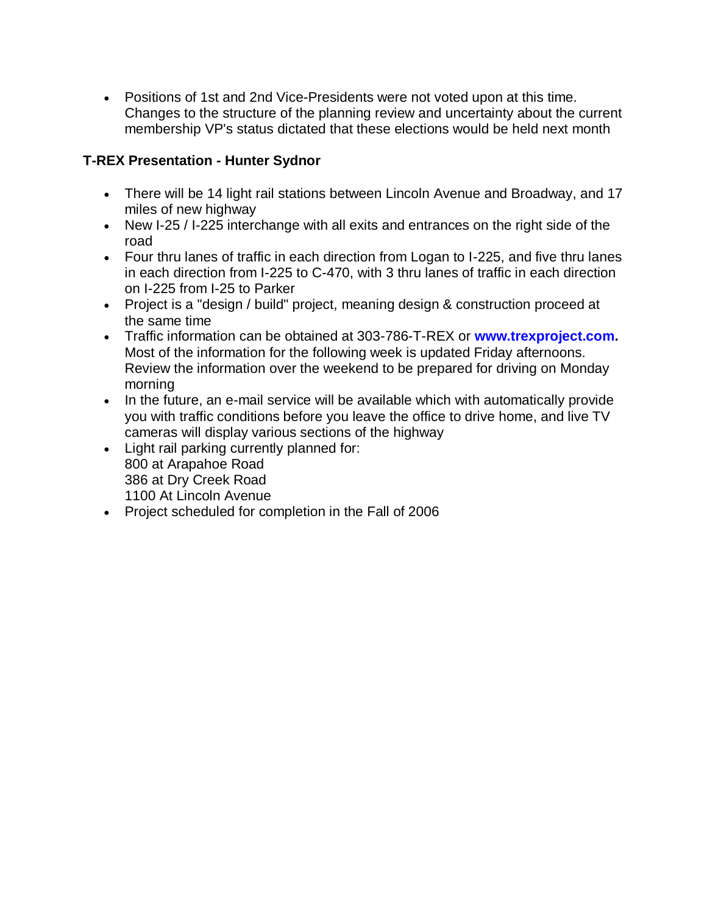- Positions of 1st and 2nd Vice-Presidents were not voted upon at this time. Changes to the structure of the planning review and uncertainty about the current membership VP's status dictated that these elections would be held next month

**T-REX Presentation - Hunter Sydnor**

- There will be 14 light rail stations between Lincoln Avenue and Broadway, and 17 miles of new highway
- New I-25 / I-225 interchange with all exits and entrances on the right side of the road
- Four thru lanes of traffic in each direction from Logan to I-225, and five thru lanes in each direction from I-225 to C-470, with 3 thru lanes of traffic in each direction on I-225 from I-25 to Parker
- Project is a "design / build" project, meaning design & construction proceed at the same time
- Traffic information can be obtained at 303-786-T-REX or **www.trexproject.com.** Most of the information for the following week is updated Friday afternoons. Review the information over the weekend to be prepared for driving on Monday morning
- In the future, an e-mail service will be available which with automatically provide you with traffic conditions before you leave the office to drive home, and live TV cameras will display various sections of the highway
- Light rail parking currently planned for:
  800 at Arapahoe Road
  386 at Dry Creek Road
  1100 At Lincoln Avenue
- Project scheduled for completion in the Fall of 2006